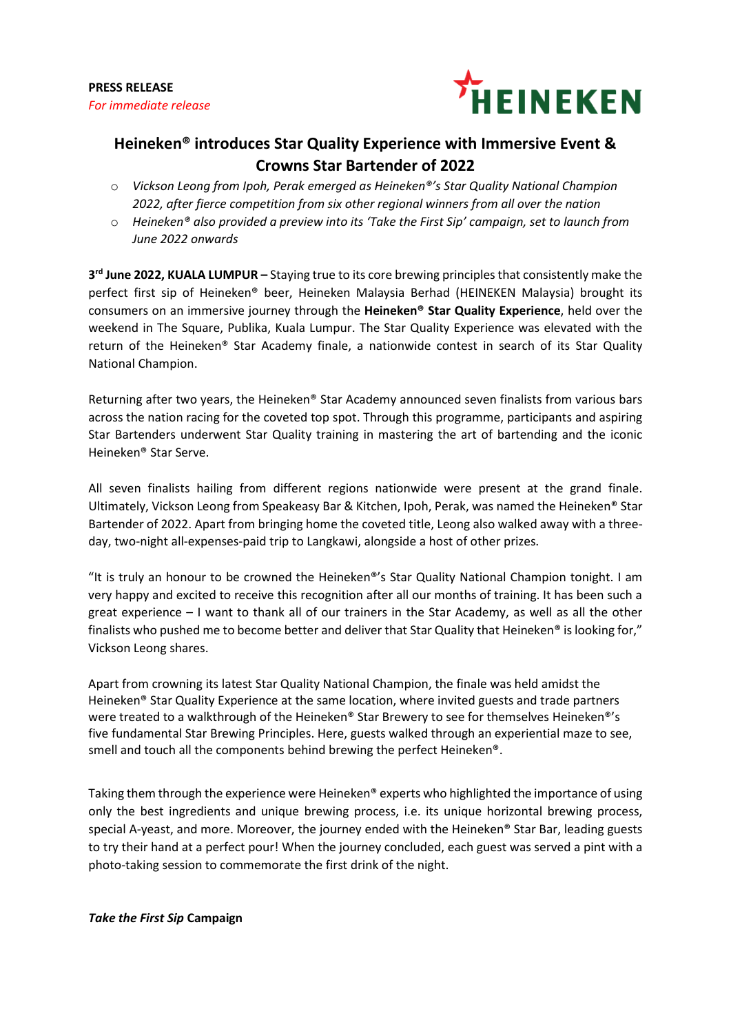**PRESS RELEASE**
*For immediate release*

HEINEKEN

# Heineken® introduces Star Quality Experience with Immersive Event & Crowns Star Bartender of 2022

- *Vickson Leong from Ipoh, Perak emerged as Heineken®'s Star Quality National Champion 2022, after fierce competition from six other regional winners from all over the nation*
- *Heineken® also provided a preview into its 'Take the First Sip' campaign, set to launch from June 2022 onwards*

**3rd June 2022, KUALA LUMPUR –** Staying true to its core brewing principles that consistently make the perfect first sip of Heineken® beer, Heineken Malaysia Berhad (HEINEKEN Malaysia) brought its consumers on an immersive journey through the **Heineken® Star Quality Experience**, held over the weekend in The Square, Publika, Kuala Lumpur. The Star Quality Experience was elevated with the return of the Heineken® Star Academy finale, a nationwide contest in search of its Star Quality National Champion.

Returning after two years, the Heineken® Star Academy announced seven finalists from various bars across the nation racing for the coveted top spot. Through this programme, participants and aspiring Star Bartenders underwent Star Quality training in mastering the art of bartending and the iconic Heineken® Star Serve.

All seven finalists hailing from different regions nationwide were present at the grand finale. Ultimately, Vickson Leong from Speakeasy Bar & Kitchen, Ipoh, Perak, was named the Heineken® Star Bartender of 2022. Apart from bringing home the coveted title, Leong also walked away with a three-day, two-night all-expenses-paid trip to Langkawi, alongside a host of other prizes.

"It is truly an honour to be crowned the Heineken®'s Star Quality National Champion tonight. I am very happy and excited to receive this recognition after all our months of training. It has been such a great experience – I want to thank all of our trainers in the Star Academy, as well as all the other finalists who pushed me to become better and deliver that Star Quality that Heineken® is looking for," Vickson Leong shares.

Apart from crowning its latest Star Quality National Champion, the finale was held amidst the Heineken® Star Quality Experience at the same location, where invited guests and trade partners were treated to a walkthrough of the Heineken® Star Brewery to see for themselves Heineken®'s five fundamental Star Brewing Principles. Here, guests walked through an experiential maze to see, smell and touch all the components behind brewing the perfect Heineken®.

Taking them through the experience were Heineken® experts who highlighted the importance of using only the best ingredients and unique brewing process, i.e. its unique horizontal brewing process, special A-yeast, and more. Moreover, the journey ended with the Heineken® Star Bar, leading guests to try their hand at a perfect pour! When the journey concluded, each guest was served a pint with a photo-taking session to commemorate the first drink of the night.

***Take the First Sip* Campaign**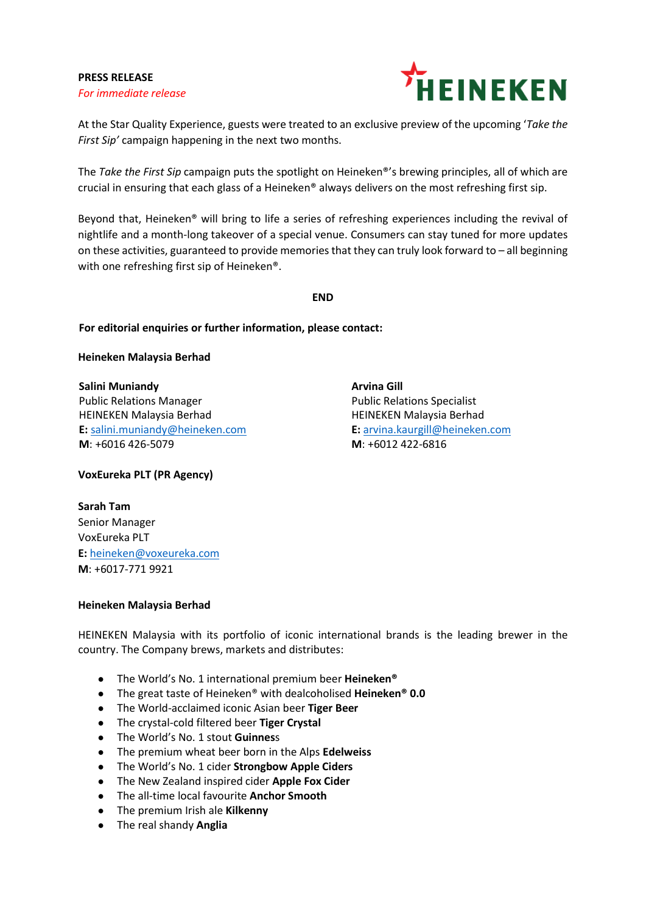**PRESS RELEASE**

*For immediate release*

At the Star Quality Experience, guests were treated to an exclusive preview of the upcoming '*Take the First Sip'* campaign happening in the next two months.

The *Take the First Sip* campaign puts the spotlight on Heineken®'s brewing principles, all of which are crucial in ensuring that each glass of a Heineken® always delivers on the most refreshing first sip.

Beyond that, Heineken® will bring to life a series of refreshing experiences including the revival of nightlife and a month-long takeover of a special venue. Consumers can stay tuned for more updates on these activities, guaranteed to provide memories that they can truly look forward to – all beginning with one refreshing first sip of Heineken®.

**END**

**For editorial enquiries or further information, please contact:**

**Heineken Malaysia Berhad**

**Salini Muniandy**
Public Relations Manager
HEINEKEN Malaysia Berhad
**E:** salini.muniandy@heineken.com
**M**: +6016 426-5079

**Arvina Gill**
Public Relations Specialist
HEINEKEN Malaysia Berhad
**E:** arvina.kaurgill@heineken.com
**M**: +6012 422-6816

**VoxEureka PLT (PR Agency)**

**Sarah Tam**
Senior Manager
VoxEureka PLT
**E:** heineken@voxeureka.com
**M**: +6017-771 9921

**Heineken Malaysia Berhad**

HEINEKEN Malaysia with its portfolio of iconic international brands is the leading brewer in the country. The Company brews, markets and distributes:

- The World's No. 1 international premium beer **Heineken®**
- The great taste of Heineken® with dealcoholised **Heineken® 0.0**
- The World-acclaimed iconic Asian beer **Tiger Beer**
- The crystal-cold filtered beer **Tiger Crystal**
- The World's No. 1 stout **Guinnes**s
- The premium wheat beer born in the Alps **Edelweiss**
- The World's No. 1 cider **Strongbow Apple Ciders**
- The New Zealand inspired cider **Apple Fox Cider**
- The all-time local favourite **Anchor Smooth**
- The premium Irish ale **Kilkenny**
- The real shandy **Anglia**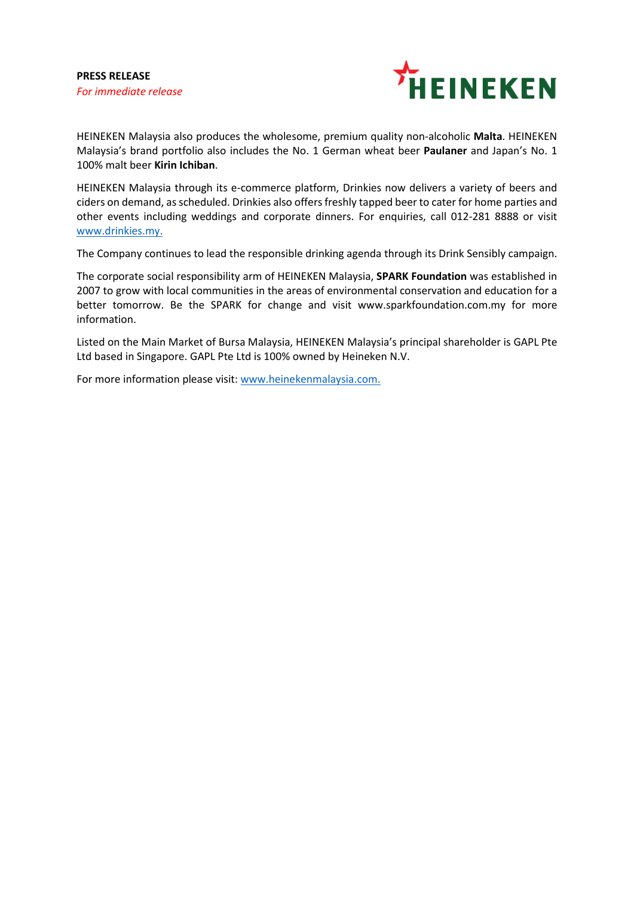**PRESS RELEASE**
*For immediate release*

HEINEKEN Malaysia also produces the wholesome, premium quality non-alcoholic **Malta**. HEINEKEN Malaysia's brand portfolio also includes the No. 1 German wheat beer **Paulaner** and Japan's No. 1 100% malt beer **Kirin Ichiban**.

HEINEKEN Malaysia through its e-commerce platform, Drinkies now delivers a variety of beers and ciders on demand, as scheduled. Drinkies also offers freshly tapped beer to cater for home parties and other events including weddings and corporate dinners. For enquiries, call 012-281 8888 or visit [www.drinkies.my.](http://www.drinkies.my)

The Company continues to lead the responsible drinking agenda through its Drink Sensibly campaign.

The corporate social responsibility arm of HEINEKEN Malaysia, **SPARK Foundation** was established in 2007 to grow with local communities in the areas of environmental conservation and education for a better tomorrow. Be the SPARK for change and visit www.sparkfoundation.com.my for more information.

Listed on the Main Market of Bursa Malaysia, HEINEKEN Malaysia's principal shareholder is GAPL Pte Ltd based in Singapore. GAPL Pte Ltd is 100% owned by Heineken N.V.

For more information please visit: [www.heinekenmalaysia.com.](http://www.heinekenmalaysia.com)